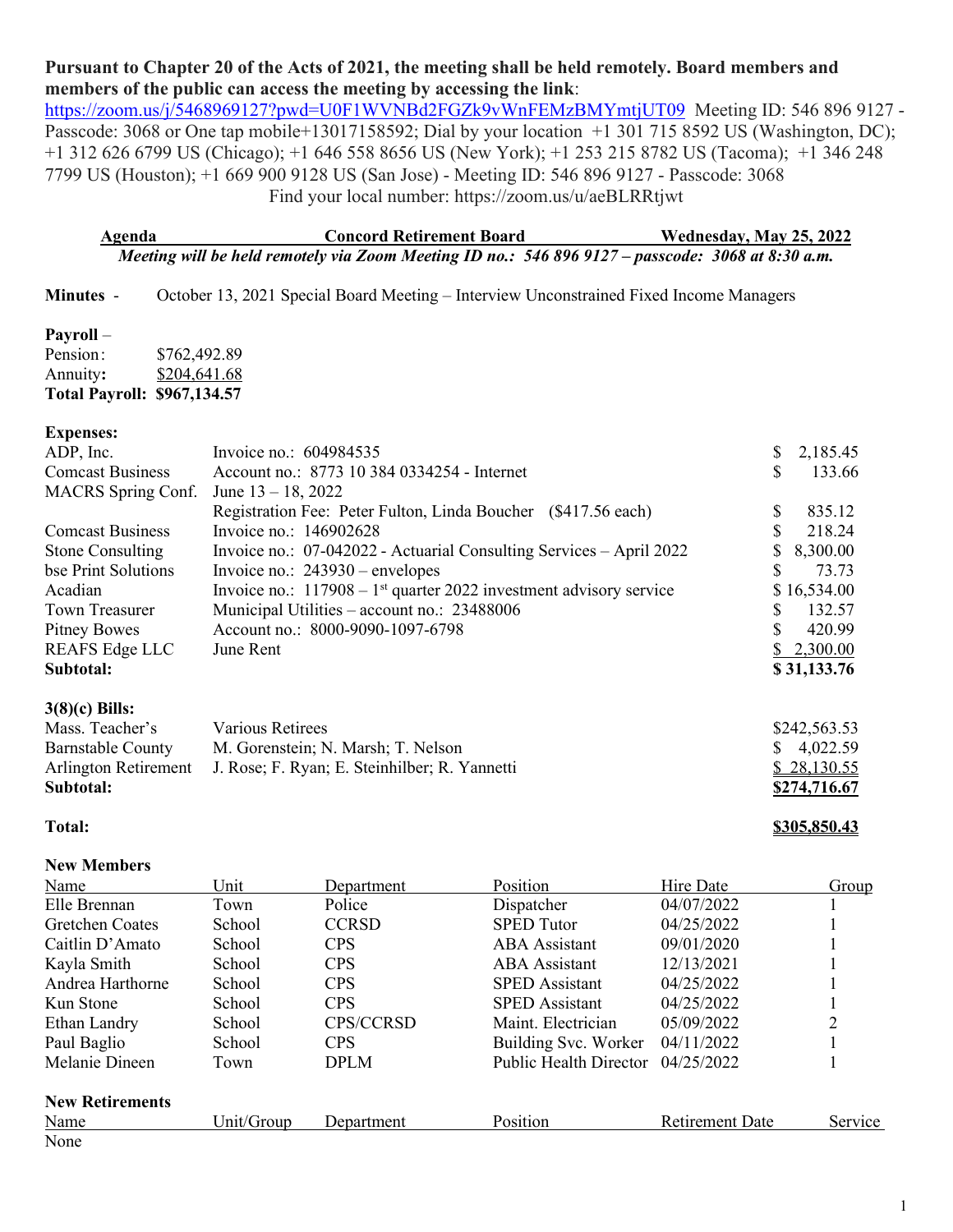**Pursuant to Chapter 20 of the Acts of 2021, the meeting shall be held remotely. Board members and members of the public can access the meeting by accessing the link**: https://zoom.us/j/5468969127?pwd=U0F1WVNBd2FGZk9vWnFEMzBMYmtjUT09 Meeting ID: 546 896 9127 - Passcode: 3068 or One tap mobile+13017158592; Dial by your location +1 301 715 8592 US (Washington, DC); +1 312 626 6799 US (Chicago); +1 646 558 8656 US (New York); +1 253 215 8782 US (Tacoma); +1 346 248 7799 US (Houston); +1 669 900 9128 US (San Jose) - Meeting ID: 546 896 9127 - Passcode: 3068

Find your local number: https://zoom.us/u/aeBLRRtjwt

**Agenda — Concord Retirement Board — Wednesday, May 25, 2022**

***Meeting will be held remotely via Zoom Meeting ID no.: 546 896 9127 – passcode: 3068 at 8:30 a.m.***

**Minutes** - October 13, 2021 Special Board Meeting – Interview Unconstrained Fixed Income Managers

**Payroll** –

| | |
|---|---|
| Pension: | $762,492.89 |
| Annuity: | $204,641.68 |
| **Total Payroll:** | **$967,134.57** |

**Expenses:**

| | | |
|---|---|---|
| ADP, Inc. | Invoice no.: 604984535 | $ 2,185.45 |
| Comcast Business | Account no.: 8773 10 384 0334254 - Internet | $ 133.66 |
| MACRS Spring Conf. | June 13 – 18, 2022 | |
| | Registration Fee: Peter Fulton, Linda Boucher ($417.56 each) | $ 835.12 |
| Comcast Business | Invoice no.: 146902628 | $ 218.24 |
| Stone Consulting | Invoice no.: 07-042022 - Actuarial Consulting Services – April 2022 | $ 8,300.00 |
| bse Print Solutions | Invoice no.: 243930 – envelopes | $ 73.73 |
| Acadian | Invoice no.: 117908 – 1st quarter 2022 investment advisory service | $ 16,534.00 |
| Town Treasurer | Municipal Utilities – account no.: 23488006 | $ 132.57 |
| Pitney Bowes | Account no.: 8000-9090-1097-6798 | $ 420.99 |
| REAFS Edge LLC | June Rent | $ 2,300.00 |
| **Subtotal:** | | **$ 31,133.76** |

**3(8)(c) Bills:**

| | | |
|---|---|---|
| Mass. Teacher's | Various Retirees | $242,563.53 |
| Barnstable County | M. Gorenstein; N. Marsh; T. Nelson | $ 4,022.59 |
| Arlington Retirement | J. Rose; F. Ryan; E. Steinhilber; R. Yannetti | $ 28,130.55 |
| **Subtotal:** | | **$274,716.67** |

**Total:** **$305,850.43**

**New Members**

| Name | Unit | Department | Position | Hire Date | Group |
|---|---|---|---|---|---|
| Elle Brennan | Town | Police | Dispatcher | 04/07/2022 | 1 |
| Gretchen Coates | School | CCRSD | SPED Tutor | 04/25/2022 | 1 |
| Caitlin D'Amato | School | CPS | ABA Assistant | 09/01/2020 | 1 |
| Kayla Smith | School | CPS | ABA Assistant | 12/13/2021 | 1 |
| Andrea Harthorne | School | CPS | SPED Assistant | 04/25/2022 | 1 |
| Kun Stone | School | CPS | SPED Assistant | 04/25/2022 | 1 |
| Ethan Landry | School | CPS/CCRSD | Maint. Electrician | 05/09/2022 | 2 |
| Paul Baglio | School | CPS | Building Svc. Worker | 04/11/2022 | 1 |
| Melanie Dineen | Town | DPLM | Public Health Director | 04/25/2022 | 1 |

**New Retirements**

| Name | Unit/Group | Department | Position | Retirement Date | Service |
|---|---|---|---|---|---|
| None | | | | | |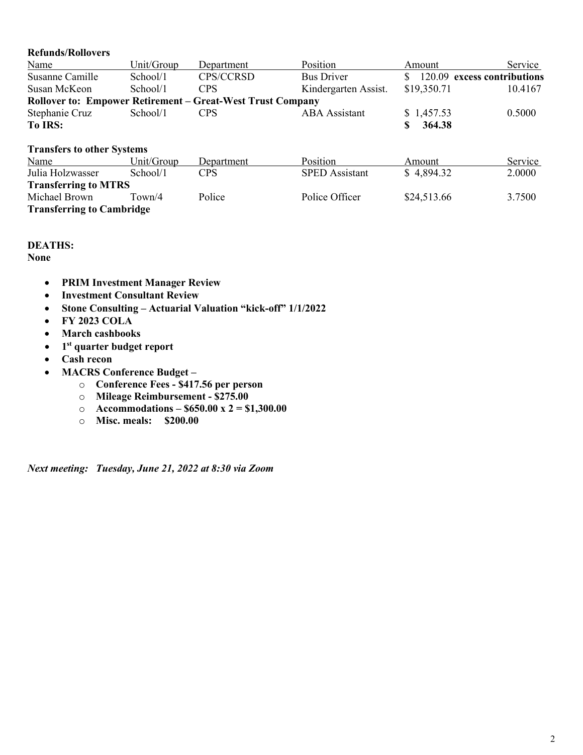**Refunds/Rollovers**

| Name | Unit/Group | Department | Position | Amount | Service |
|---|---|---|---|---|---|
| Susanne Camille | School/1 | CPS/CCRSD | Bus Driver | $ 120.09 **excess contributions** | |
| Susan McKeon | School/1 | CPS | Kindergarten Assist. | $19,350.71 | 10.4167 |
| **Rollover to: Empower Retirement – Great-West Trust Company** | | | | | |
| Stephanie Cruz | School/1 | CPS | ABA Assistant | $ 1,457.53 | 0.5000 |
| **To IRS:** | | | | **$ 364.38** | |

**Transfers to other Systems**

| Name | Unit/Group | Department | Position | Amount | Service |
|---|---|---|---|---|---|
| Julia Holzwasser | School/1 | CPS | SPED Assistant | $ 4,894.32 | 2.0000 |
| **Transferring to MTRS** | | | | | |
| Michael Brown | Town/4 | Police | Police Officer | $24,513.66 | 3.7500 |
| **Transferring to Cambridge** | | | | | |

**DEATHS:**
**None**

- **PRIM Investment Manager Review**
- **Investment Consultant Review**
- **Stone Consulting – Actuarial Valuation "kick-off" 1/1/2022**
- **FY 2023 COLA**
- **March cashbooks**
- **1st quarter budget report**
- **Cash recon**
- **MACRS Conference Budget –**
  - **Conference Fees - $417.56 per person**
  - **Mileage Reimbursement - $275.00**
  - **Accommodations – $650.00 x 2 = $1,300.00**
  - **Misc. meals: $200.00**

***Next meeting: Tuesday, June 21, 2022 at 8:30 via Zoom***